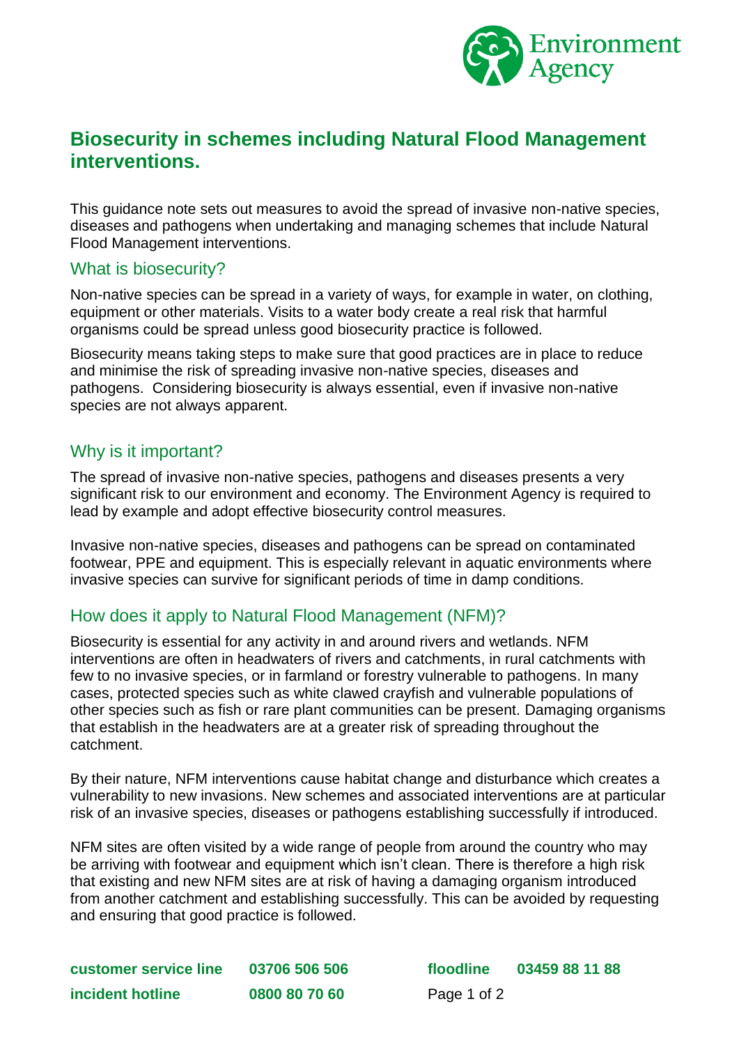# Biosecurity in schemes including Natural Flood Management interventions.

This guidance note sets out measures to avoid the spread of invasive non-native species, diseases and pathogens when undertaking and managing schemes that include Natural Flood Management interventions.

## What is biosecurity?

Non-native species can be spread in a variety of ways, for example in water, on clothing, equipment or other materials. Visits to a water body create a real risk that harmful organisms could be spread unless good biosecurity practice is followed.

Biosecurity means taking steps to make sure that good practices are in place to reduce and minimise the risk of spreading invasive non-native species, diseases and pathogens. Considering biosecurity is always essential, even if invasive non-native species are not always apparent.

## Why is it important?

The spread of invasive non-native species, pathogens and diseases presents a very significant risk to our environment and economy. The Environment Agency is required to lead by example and adopt effective biosecurity control measures.

Invasive non-native species, diseases and pathogens can be spread on contaminated footwear, PPE and equipment. This is especially relevant in aquatic environments where invasive species can survive for significant periods of time in damp conditions.

## How does it apply to Natural Flood Management (NFM)?

Biosecurity is essential for any activity in and around rivers and wetlands. NFM interventions are often in headwaters of rivers and catchments, in rural catchments with few to no invasive species, or in farmland or forestry vulnerable to pathogens. In many cases, protected species such as white clawed crayfish and vulnerable populations of other species such as fish or rare plant communities can be present. Damaging organisms that establish in the headwaters are at a greater risk of spreading throughout the catchment.

By their nature, NFM interventions cause habitat change and disturbance which creates a vulnerability to new invasions. New schemes and associated interventions are at particular risk of an invasive species, diseases or pathogens establishing successfully if introduced.

NFM sites are often visited by a wide range of people from around the country who may be arriving with footwear and equipment which isn't clean. There is therefore a high risk that existing and new NFM sites are at risk of having a damaging organism introduced from another catchment and establishing successfully. This can be avoided by requesting and ensuring that good practice is followed.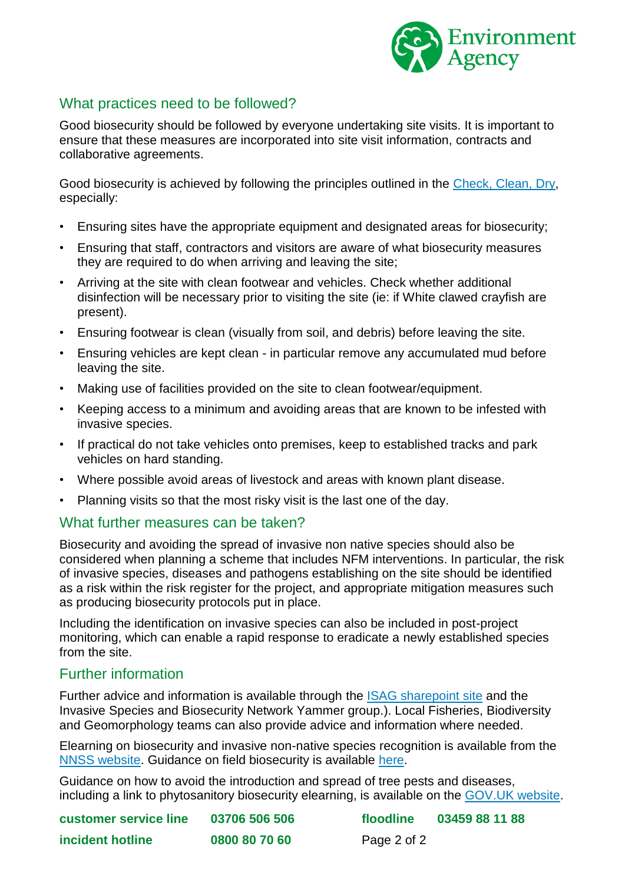## What practices need to be followed?

Good biosecurity should be followed by everyone undertaking site visits. It is important to ensure that these measures are incorporated into site visit information, contracts and collaborative agreements.

Good biosecurity is achieved by following the principles outlined in the Check, Clean, Dry, especially:

- Ensuring sites have the appropriate equipment and designated areas for biosecurity;
- Ensuring that staff, contractors and visitors are aware of what biosecurity measures they are required to do when arriving and leaving the site;
- Arriving at the site with clean footwear and vehicles. Check whether additional disinfection will be necessary prior to visiting the site (ie: if White clawed crayfish are present).
- Ensuring footwear is clean (visually from soil, and debris) before leaving the site.
- Ensuring vehicles are kept clean - in particular remove any accumulated mud before leaving the site.
- Making use of facilities provided on the site to clean footwear/equipment.
- Keeping access to a minimum and avoiding areas that are known to be infested with invasive species.
- If practical do not take vehicles onto premises, keep to established tracks and park vehicles on hard standing.
- Where possible avoid areas of livestock and areas with known plant disease.
- Planning visits so that the most risky visit is the last one of the day.

## What further measures can be taken?

Biosecurity and avoiding the spread of invasive non native species should also be considered when planning a scheme that includes NFM interventions. In particular, the risk of invasive species, diseases and pathogens establishing on the site should be identified as a risk within the risk register for the project, and appropriate mitigation measures such as producing biosecurity protocols put in place.

Including the identification on invasive species can also be included in post-project monitoring, which can enable a rapid response to eradicate a newly established species from the site.

## Further information

Further advice and information is available through the ISAG sharepoint site and the Invasive Species and Biosecurity Network Yammer group.). Local Fisheries, Biodiversity and Geomorphology teams can also provide advice and information where needed.

Elearning on biosecurity and invasive non-native species recognition is available from the NNSS website. Guidance on field biosecurity is available here.

Guidance on how to avoid the introduction and spread of tree pests and diseases, including a link to phytosanitory biosecurity elearning, is available on the GOV.UK website.

**customer service line** **03706 506 506** **floodline** **03459 88 11 88**

**incident hotline** **0800 80 70 60**